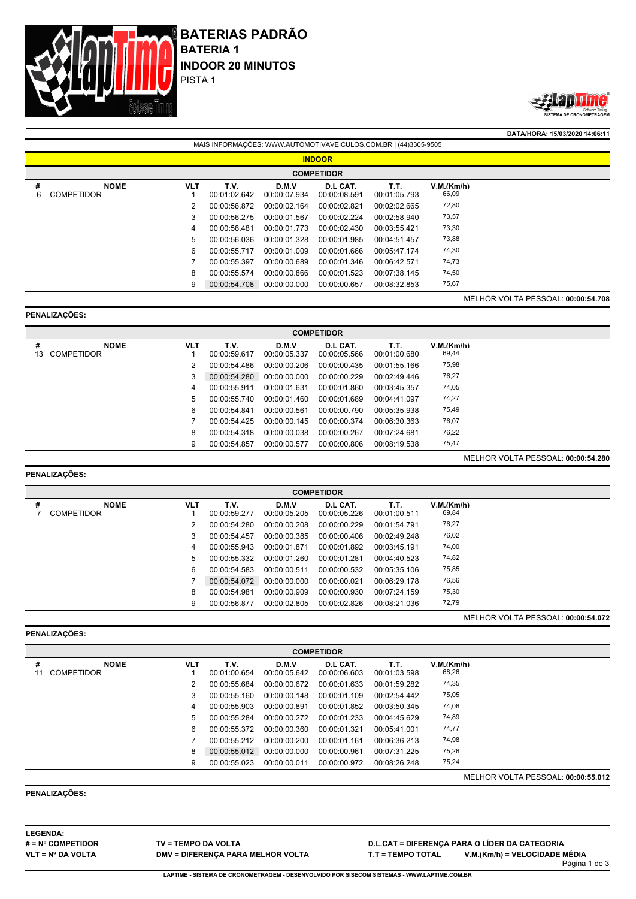# BATERIAS PADRÃO

## BATERIA 1

## INDOOR 20 MINUTOS

PISTA 1

**DATA/HORA: 15/03/2020 14:06:11**

MAIS INFORMAÇÕES: WWW.AUTOMOTIVAVEICULOS.COM.BR | (44)3305-9505

### INDOOR

**COMPETIDOR**

| # | NOME | VLT | T.V. | D.M.V | D.L CAT. | T.T. | V.M.(Km/h) |
|---|---|---|---|---|---|---|---|
| 6 | COMPETIDOR | 1 | 00:01:02.642 | 00:00:07.934 | 00:00:08.591 | 00:01:05.793 | 66,09 |
| | | 2 | 00:00:56.872 | 00:00:02.164 | 00:00:02.821 | 00:02:02.665 | 72,80 |
| | | 3 | 00:00:56.275 | 00:00:01.567 | 00:00:02.224 | 00:02:58.940 | 73,57 |
| | | 4 | 00:00:56.481 | 00:00:01.773 | 00:00:02.430 | 00:03:55.421 | 73,30 |
| | | 5 | 00:00:56.036 | 00:00:01.328 | 00:00:01.985 | 00:04:51.457 | 73,88 |
| | | 6 | 00:00:55.717 | 00:00:01.009 | 00:00:01.666 | 00:05:47.174 | 74,30 |
| | | 7 | 00:00:55.397 | 00:00:00.689 | 00:00:01.346 | 00:06:42.571 | 74,73 |
| | | 8 | 00:00:55.574 | 00:00:00.866 | 00:00:01.523 | 00:07:38.145 | 74,50 |
| | | 9 | 00:00:54.708 | 00:00:00.000 | 00:00:00.657 | 00:08:32.853 | 75,67 |

MELHOR VOLTA PESSOAL: **00:00:54.708**

**PENALIZAÇÕES:**

**COMPETIDOR**

| # | NOME | VLT | T.V. | D.M.V | D.L CAT. | T.T. | V.M.(Km/h) |
|---|---|---|---|---|---|---|---|
| 13 | COMPETIDOR | 1 | 00:00:59.617 | 00:00:05.337 | 00:00:05.566 | 00:01:00.680 | 69,44 |
| | | 2 | 00:00:54.486 | 00:00:00.206 | 00:00:00.435 | 00:01:55.166 | 75,98 |
| | | 3 | 00:00:54.280 | 00:00:00.000 | 00:00:00.229 | 00:02:49.446 | 76,27 |
| | | 4 | 00:00:55.911 | 00:00:01.631 | 00:00:01.860 | 00:03:45.357 | 74,05 |
| | | 5 | 00:00:55.740 | 00:00:01.460 | 00:00:01.689 | 00:04:41.097 | 74,27 |
| | | 6 | 00:00:54.841 | 00:00:00.561 | 00:00:00.790 | 00:05:35.938 | 75,49 |
| | | 7 | 00:00:54.425 | 00:00:00.145 | 00:00:00.374 | 00:06:30.363 | 76,07 |
| | | 8 | 00:00:54.318 | 00:00:00.038 | 00:00:00.267 | 00:07:24.681 | 76,22 |
| | | 9 | 00:00:54.857 | 00:00:00.577 | 00:00:00.806 | 00:08:19.538 | 75,47 |

MELHOR VOLTA PESSOAL: **00:00:54.280**

**PENALIZAÇÕES:**

**COMPETIDOR**

| # | NOME | VLT | T.V. | D.M.V | D.L CAT. | T.T. | V.M.(Km/h) |
|---|---|---|---|---|---|---|---|
| 7 | COMPETIDOR | 1 | 00:00:59.277 | 00:00:05.205 | 00:00:05.226 | 00:01:00.511 | 69,84 |
| | | 2 | 00:00:54.280 | 00:00:00.208 | 00:00:00.229 | 00:01:54.791 | 76,27 |
| | | 3 | 00:00:54.457 | 00:00:00.385 | 00:00:00.406 | 00:02:49.248 | 76,02 |
| | | 4 | 00:00:55.943 | 00:00:01.871 | 00:00:01.892 | 00:03:45.191 | 74,00 |
| | | 5 | 00:00:55.332 | 00:00:01.260 | 00:00:01.281 | 00:04:40.523 | 74,82 |
| | | 6 | 00:00:54.583 | 00:00:00.511 | 00:00:00.532 | 00:05:35.106 | 75,85 |
| | | 7 | 00:00:54.072 | 00:00:00.000 | 00:00:00.021 | 00:06:29.178 | 76,56 |
| | | 8 | 00:00:54.981 | 00:00:00.909 | 00:00:00.930 | 00:07:24.159 | 75,30 |
| | | 9 | 00:00:56.877 | 00:00:02.805 | 00:00:02.826 | 00:08:21.036 | 72,79 |

MELHOR VOLTA PESSOAL: **00:00:54.072**

**PENALIZAÇÕES:**

**COMPETIDOR**

| # | NOME | VLT | T.V. | D.M.V | D.L CAT. | T.T. | V.M.(Km/h) |
|---|---|---|---|---|---|---|---|
| 11 | COMPETIDOR | 1 | 00:01:00.654 | 00:00:05.642 | 00:00:06.603 | 00:01:03.598 | 68,26 |
| | | 2 | 00:00:55.684 | 00:00:00.672 | 00:00:01.633 | 00:01:59.282 | 74,35 |
| | | 3 | 00:00:55.160 | 00:00:00.148 | 00:00:01.109 | 00:02:54.442 | 75,05 |
| | | 4 | 00:00:55.903 | 00:00:00.891 | 00:00:01.852 | 00:03:50.345 | 74,06 |
| | | 5 | 00:00:55.284 | 00:00:00.272 | 00:00:01.233 | 00:04:45.629 | 74,89 |
| | | 6 | 00:00:55.372 | 00:00:00.360 | 00:00:01.321 | 00:05:41.001 | 74,77 |
| | | 7 | 00:00:55.212 | 00:00:00.200 | 00:00:01.161 | 00:06:36.213 | 74,98 |
| | | 8 | 00:00:55.012 | 00:00:00.000 | 00:00:00.961 | 00:07:31.225 | 75,26 |
| | | 9 | 00:00:55.023 | 00:00:00.011 | 00:00:00.972 | 00:08:26.248 | 75,24 |

MELHOR VOLTA PESSOAL: **00:00:55.012**

**PENALIZAÇÕES:**

**LEGENDA:**

**# = Nº COMPETIDOR** | **TV = TEMPO DA VOLTA** | **D.L.CAT = DIFERENÇA PARA O LÍDER DA CATEGORIA**

**VLT = Nº DA VOLTA** | **DMV = DIFERENÇA PARA MELHOR VOLTA** | **T.T = TEMPO TOTAL** | **V.M.(Km/h) = VELOCIDADE MÉDIA**

**LAPTIME - SISTEMA DE CRONOMETRAGEM - DESENVOLVIDO POR SISECOM SISTEMAS - WWW.LAPTIME.COM.BR**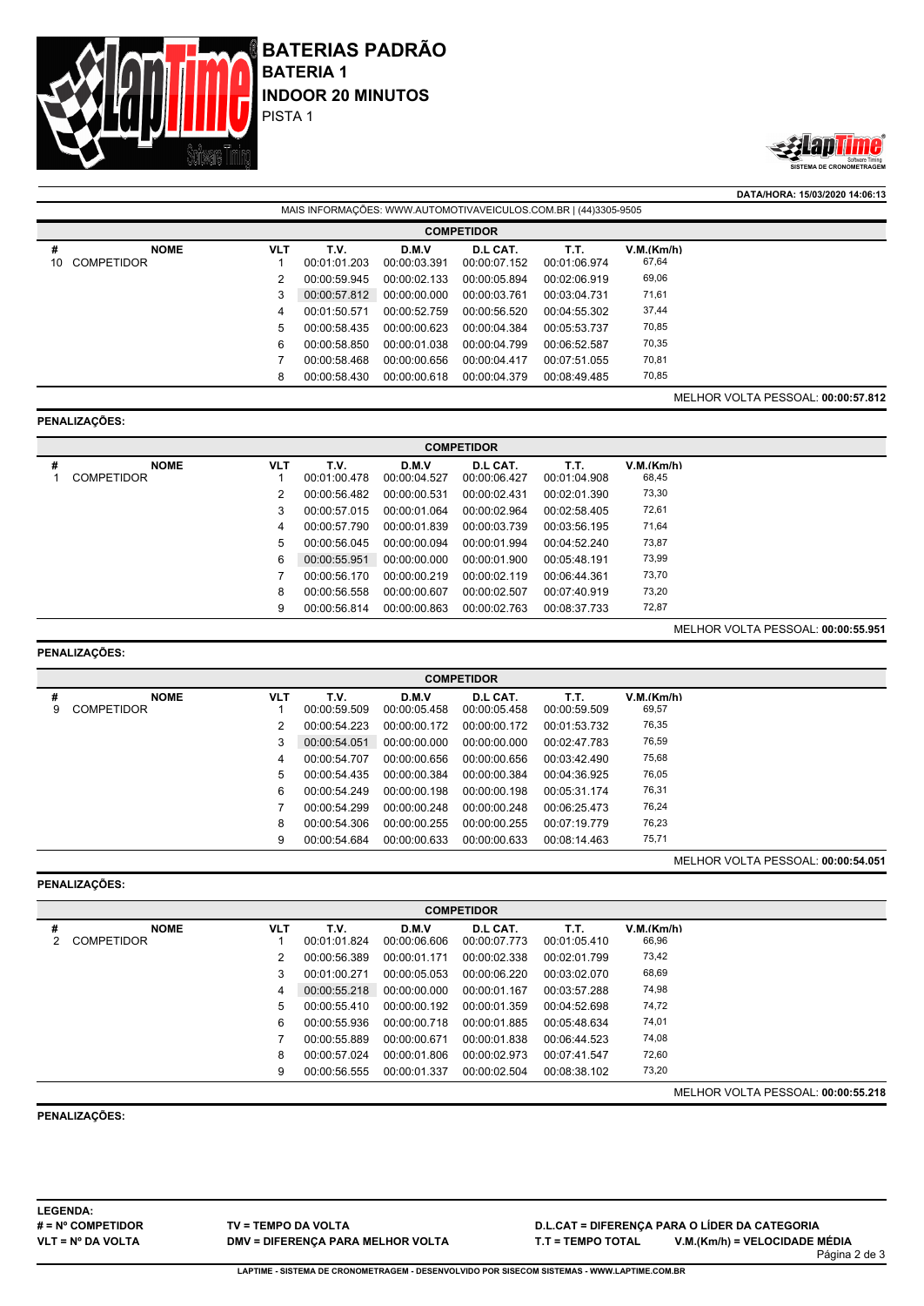# BATERIAS PADRÃO

## BATERIA 1

## INDOOR 20 MINUTOS

PISTA 1

**DATA/HORA: 15/03/2020 14:06:13**

MAIS INFORMAÇÕES: WWW.AUTOMOTIVAVEICULOS.COM.BR | (44)3305-9505

**COMPETIDOR**

| # | NOME | VLT | T.V. | D.M.V | D.L CAT. | T.T. | V.M.(Km/h) |
|---|---|---|---|---|---|---|---|
| 10 | COMPETIDOR | 1 | 00:01:01.203 | 00:00:03.391 | 00:00:07.152 | 00:01:06.974 | 67,64 |
| | | 2 | 00:00:59.945 | 00:00:02.133 | 00:00:05.894 | 00:02:06.919 | 69,06 |
| | | 3 | 00:00:57.812 | 00:00:00.000 | 00:00:03.761 | 00:03:04.731 | 71,61 |
| | | 4 | 00:01:50.571 | 00:00:52.759 | 00:00:56.520 | 00:04:55.302 | 37,44 |
| | | 5 | 00:00:58.435 | 00:00:00.623 | 00:00:04.384 | 00:05:53.737 | 70,85 |
| | | 6 | 00:00:58.850 | 00:00:01.038 | 00:00:04.799 | 00:06:52.587 | 70,35 |
| | | 7 | 00:00:58.468 | 00:00:00.656 | 00:00:04.417 | 00:07:51.055 | 70,81 |
| | | 8 | 00:00:58.430 | 00:00:00.618 | 00:00:04.379 | 00:08:49.485 | 70,85 |

MELHOR VOLTA PESSOAL: **00:00:57.812**

**PENALIZAÇÕES:**

**COMPETIDOR**

| # | NOME | VLT | T.V. | D.M.V | D.L CAT. | T.T. | V.M.(Km/h) |
|---|---|---|---|---|---|---|---|
| 1 | COMPETIDOR | 1 | 00:01:00.478 | 00:00:04.527 | 00:00:06.427 | 00:01:04.908 | 68,45 |
| | | 2 | 00:00:56.482 | 00:00:00.531 | 00:00:02.431 | 00:02:01.390 | 73,30 |
| | | 3 | 00:00:57.015 | 00:00:01.064 | 00:00:02.964 | 00:02:58.405 | 72,61 |
| | | 4 | 00:00:57.790 | 00:00:01.839 | 00:00:03.739 | 00:03:56.195 | 71,64 |
| | | 5 | 00:00:56.045 | 00:00:00.094 | 00:00:01.994 | 00:04:52.240 | 73,87 |
| | | 6 | 00:00:55.951 | 00:00:00.000 | 00:00:01.900 | 00:05:48.191 | 73,99 |
| | | 7 | 00:00:56.170 | 00:00:00.219 | 00:00:02.119 | 00:06:44.361 | 73,70 |
| | | 8 | 00:00:56.558 | 00:00:00.607 | 00:00:02.507 | 00:07:40.919 | 73,20 |
| | | 9 | 00:00:56.814 | 00:00:00.863 | 00:00:02.763 | 00:08:37.733 | 72,87 |

MELHOR VOLTA PESSOAL: **00:00:55.951**

**PENALIZAÇÕES:**

**COMPETIDOR**

| # | NOME | VLT | T.V. | D.M.V | D.L CAT. | T.T. | V.M.(Km/h) |
|---|---|---|---|---|---|---|---|
| 9 | COMPETIDOR | 1 | 00:00:59.509 | 00:00:05.458 | 00:00:05.458 | 00:00:59.509 | 69,57 |
| | | 2 | 00:00:54.223 | 00:00:00.172 | 00:00:00.172 | 00:01:53.732 | 76,35 |
| | | 3 | 00:00:54.051 | 00:00:00.000 | 00:00:00.000 | 00:02:47.783 | 76,59 |
| | | 4 | 00:00:54.707 | 00:00:00.656 | 00:00:00.656 | 00:03:42.490 | 75,68 |
| | | 5 | 00:00:54.435 | 00:00:00.384 | 00:00:00.384 | 00:04:36.925 | 76,05 |
| | | 6 | 00:00:54.249 | 00:00:00.198 | 00:00:00.198 | 00:05:31.174 | 76,31 |
| | | 7 | 00:00:54.299 | 00:00:00.248 | 00:00:00.248 | 00:06:25.473 | 76,24 |
| | | 8 | 00:00:54.306 | 00:00:00.255 | 00:00:00.255 | 00:07:19.779 | 76,23 |
| | | 9 | 00:00:54.684 | 00:00:00.633 | 00:00:00.633 | 00:08:14.463 | 75,71 |

MELHOR VOLTA PESSOAL: **00:00:54.051**

**PENALIZAÇÕES:**

**COMPETIDOR**

| # | NOME | VLT | T.V. | D.M.V | D.L CAT. | T.T. | V.M.(Km/h) |
|---|---|---|---|---|---|---|---|
| 2 | COMPETIDOR | 1 | 00:01:01.824 | 00:00:06.606 | 00:00:07.773 | 00:01:05.410 | 66,96 |
| | | 2 | 00:00:56.389 | 00:00:01.171 | 00:00:02.338 | 00:02:01.799 | 73,42 |
| | | 3 | 00:01:00.271 | 00:00:05.053 | 00:00:06.220 | 00:03:02.070 | 68,69 |
| | | 4 | 00:00:55.218 | 00:00:00.000 | 00:00:01.167 | 00:03:57.288 | 74,98 |
| | | 5 | 00:00:55.410 | 00:00:00.192 | 00:00:01.359 | 00:04:52.698 | 74,72 |
| | | 6 | 00:00:55.936 | 00:00:00.718 | 00:00:01.885 | 00:05:48.634 | 74,01 |
| | | 7 | 00:00:55.889 | 00:00:00.671 | 00:00:01.838 | 00:06:44.523 | 74,08 |
| | | 8 | 00:00:57.024 | 00:00:01.806 | 00:00:02.973 | 00:07:41.547 | 72,60 |
| | | 9 | 00:00:56.555 | 00:00:01.337 | 00:00:02.504 | 00:08:38.102 | 73,20 |

MELHOR VOLTA PESSOAL: **00:00:55.218**

**PENALIZAÇÕES:**

**LEGENDA:**

**# = Nº COMPETIDOR** **TV = TEMPO DA VOLTA** **D.L.CAT = DIFERENÇA PARA O LÍDER DA CATEGORIA**

**VLT = Nº DA VOLTA** **DMV = DIFERENÇA PARA MELHOR VOLTA** **T.T = TEMPO TOTAL** **V.M.(Km/h) = VELOCIDADE MÉDIA**

LAPTIME - SISTEMA DE CRONOMETRAGEM - DESENVOLVIDO POR SISECOM SISTEMAS - WWW.LAPTIME.COM.BR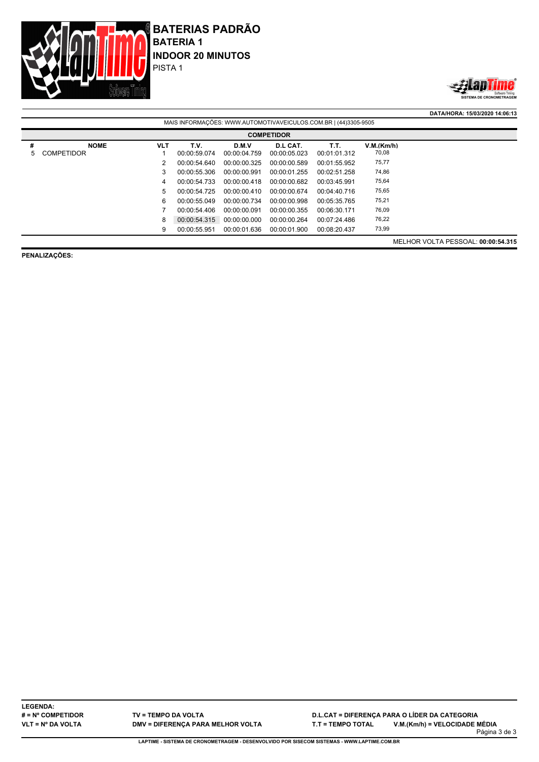# BATERIAS PADRÃO

## BATERIA 1

## INDOOR 20 MINUTOS

PISTA 1

**DATA/HORA: 15/03/2020 14:06:13**

MAIS INFORMAÇÕES: WWW.AUTOMOTIVAVEICULOS.COM.BR | (44)3305-9505

**COMPETIDOR**

| # | NOME | VLT | T.V. | D.M.V | D.L CAT. | T.T. | V.M.(Km/h) |
|---|---|---|---|---|---|---|---|
| 5 | COMPETIDOR | 1 | 00:00:59.074 | 00:00:04.759 | 00:00:05.023 | 00:01:01.312 | 70,08 |
| | | 2 | 00:00:54.640 | 00:00:00.325 | 00:00:00.589 | 00:01:55.952 | 75,77 |
| | | 3 | 00:00:55.306 | 00:00:00.991 | 00:00:01.255 | 00:02:51.258 | 74,86 |
| | | 4 | 00:00:54.733 | 00:00:00.418 | 00:00:00.682 | 00:03:45.991 | 75,64 |
| | | 5 | 00:00:54.725 | 00:00:00.410 | 00:00:00.674 | 00:04:40.716 | 75,65 |
| | | 6 | 00:00:55.049 | 00:00:00.734 | 00:00:00.998 | 00:05:35.765 | 75,21 |
| | | 7 | 00:00:54.406 | 00:00:00.091 | 00:00:00.355 | 00:06:30.171 | 76,09 |
| | | 8 | 00:00:54.315 | 00:00:00.000 | 00:00:00.264 | 00:07:24.486 | 76,22 |
| | | 9 | 00:00:55.951 | 00:00:01.636 | 00:00:01.900 | 00:08:20.437 | 73,99 |

MELHOR VOLTA PESSOAL: **00:00:54.315**

**PENALIZAÇÕES:**

**LEGENDA:**

**# = Nº COMPETIDOR** | **TV = TEMPO DA VOLTA** | **D.L.CAT = DIFERENÇA PARA O LÍDER DA CATEGORIA**

**VLT = Nº DA VOLTA** | **DMV = DIFERENÇA PARA MELHOR VOLTA** | **T.T = TEMPO TOTAL** | **V.M.(Km/h) = VELOCIDADE MÉDIA**

**LAPTIME - SISTEMA DE CRONOMETRAGEM - DESENVOLVIDO POR SISECOM SISTEMAS - WWW.LAPTIME.COM.BR**